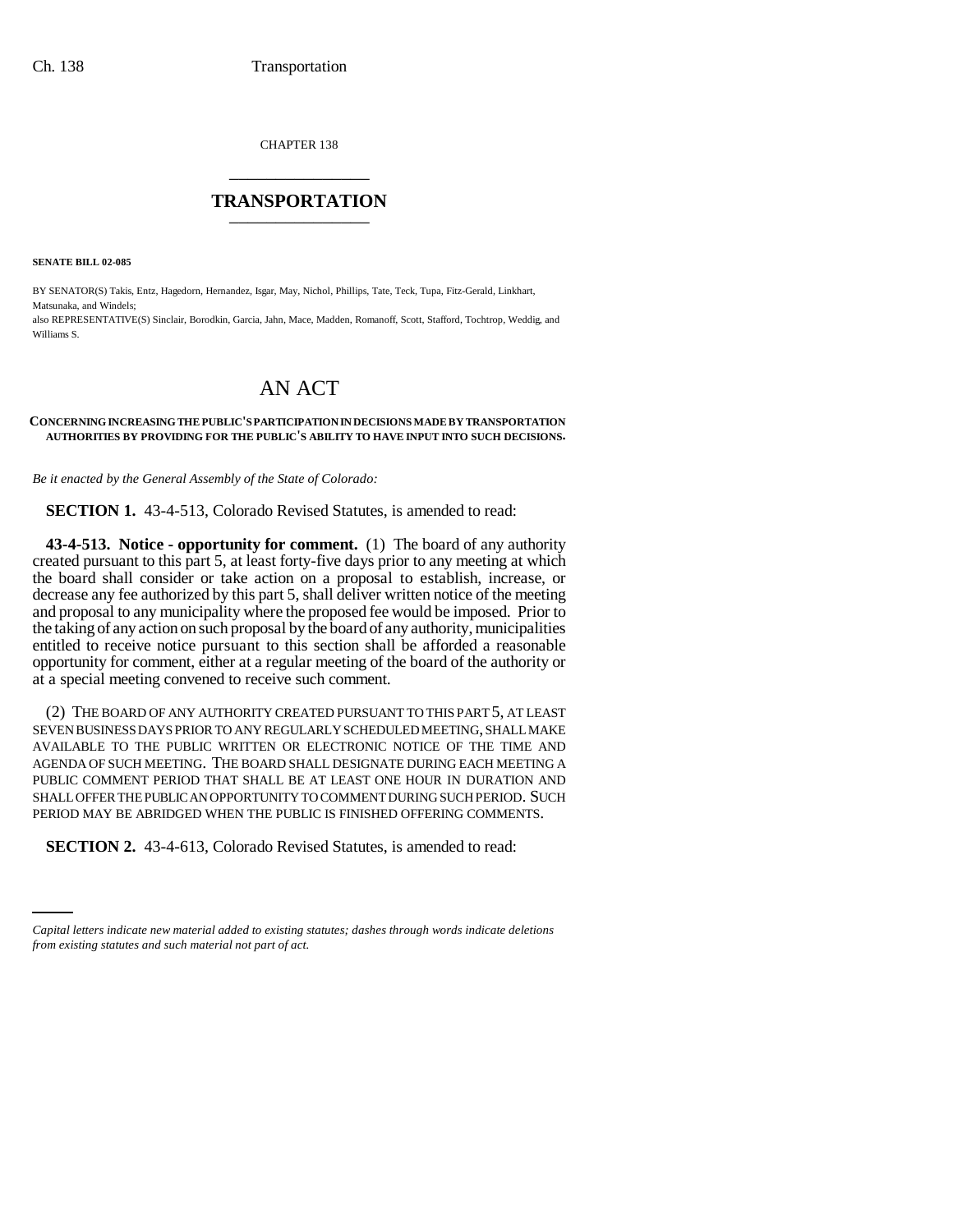CHAPTER 138

# TRANSPORTATION

**SENATE BILL 02-085**

BY SENATOR(S) Takis, Entz, Hagedorn, Hernandez, Isgar, May, Nichol, Phillips, Tate, Teck, Tupa, Fitz-Gerald, Linkhart, Matsunaka, and Windels;

also REPRESENTATIVE(S) Sinclair, Borodkin, Garcia, Jahn, Mace, Madden, Romanoff, Scott, Stafford, Tochtrop, Weddig, and Williams S.

# AN ACT

**CONCERNING INCREASING THE PUBLIC'S PARTICIPATION IN DECISIONS MADE BY TRANSPORTATION AUTHORITIES BY PROVIDING FOR THE PUBLIC'S ABILITY TO HAVE INPUT INTO SUCH DECISIONS.**

*Be it enacted by the General Assembly of the State of Colorado:*

**SECTION 1.** 43-4-513, Colorado Revised Statutes, is amended to read:

**43-4-513. Notice - opportunity for comment.** (1) The board of any authority created pursuant to this part 5, at least forty-five days prior to any meeting at which the board shall consider or take action on a proposal to establish, increase, or decrease any fee authorized by this part 5, shall deliver written notice of the meeting and proposal to any municipality where the proposed fee would be imposed. Prior to the taking of any action on such proposal by the board of any authority, municipalities entitled to receive notice pursuant to this section shall be afforded a reasonable opportunity for comment, either at a regular meeting of the board of the authority or at a special meeting convened to receive such comment.

(2) THE BOARD OF ANY AUTHORITY CREATED PURSUANT TO THIS PART 5, AT LEAST SEVEN BUSINESS DAYS PRIOR TO ANY REGULARLY SCHEDULED MEETING, SHALL MAKE AVAILABLE TO THE PUBLIC WRITTEN OR ELECTRONIC NOTICE OF THE TIME AND AGENDA OF SUCH MEETING. THE BOARD SHALL DESIGNATE DURING EACH MEETING A PUBLIC COMMENT PERIOD THAT SHALL BE AT LEAST ONE HOUR IN DURATION AND SHALL OFFER THE PUBLIC AN OPPORTUNITY TO COMMENT DURING SUCH PERIOD. SUCH PERIOD MAY BE ABRIDGED WHEN THE PUBLIC IS FINISHED OFFERING COMMENTS.

**SECTION 2.** 43-4-613, Colorado Revised Statutes, is amended to read:

*Capital letters indicate new material added to existing statutes; dashes through words indicate deletions from existing statutes and such material not part of act.*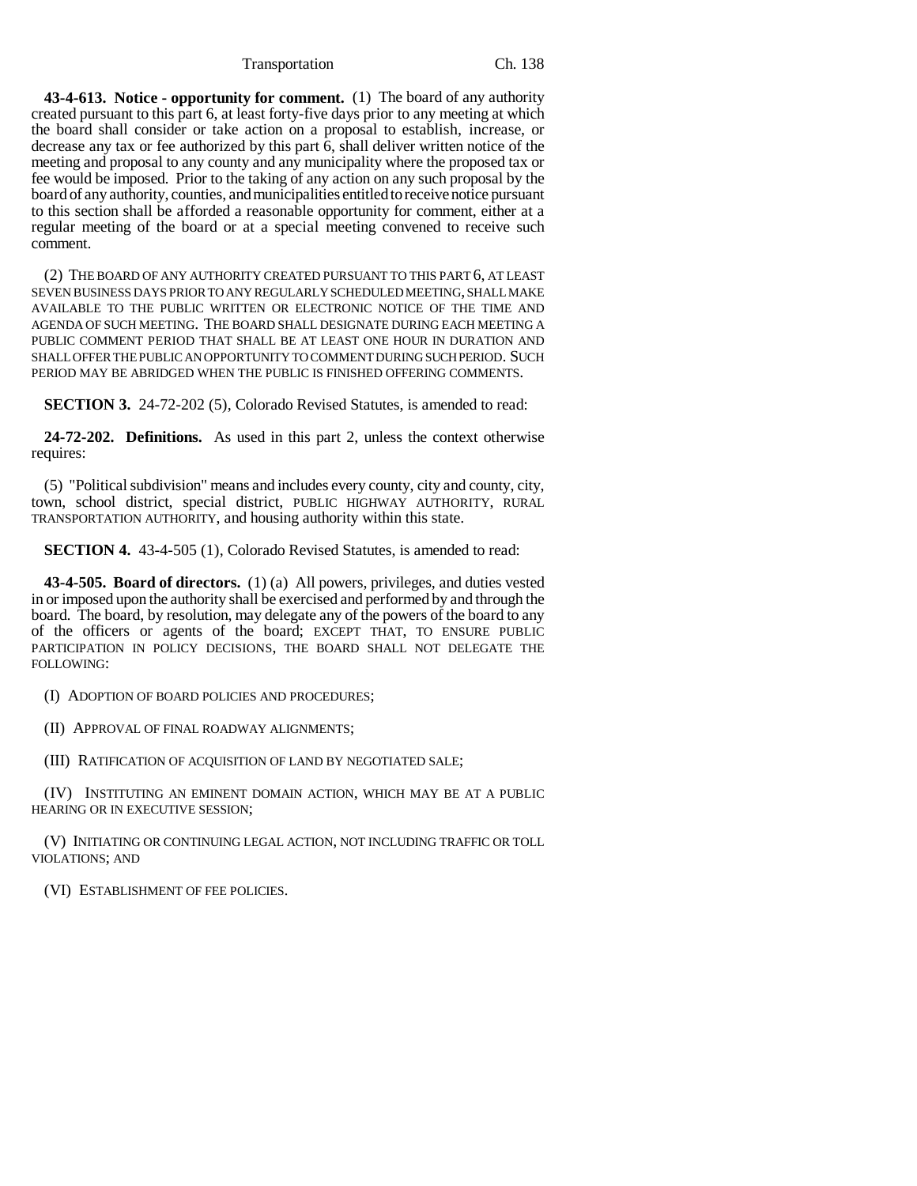**43-4-613. Notice - opportunity for comment.** (1) The board of any authority created pursuant to this part 6, at least forty-five days prior to any meeting at which the board shall consider or take action on a proposal to establish, increase, or decrease any tax or fee authorized by this part 6, shall deliver written notice of the meeting and proposal to any county and any municipality where the proposed tax or fee would be imposed. Prior to the taking of any action on any such proposal by the board of any authority, counties, and municipalities entitled to receive notice pursuant to this section shall be afforded a reasonable opportunity for comment, either at a regular meeting of the board or at a special meeting convened to receive such comment.

(2) THE BOARD OF ANY AUTHORITY CREATED PURSUANT TO THIS PART 6, AT LEAST SEVEN BUSINESS DAYS PRIOR TO ANY REGULARLY SCHEDULED MEETING, SHALL MAKE AVAILABLE TO THE PUBLIC WRITTEN OR ELECTRONIC NOTICE OF THE TIME AND AGENDA OF SUCH MEETING. THE BOARD SHALL DESIGNATE DURING EACH MEETING A PUBLIC COMMENT PERIOD THAT SHALL BE AT LEAST ONE HOUR IN DURATION AND SHALL OFFER THE PUBLIC AN OPPORTUNITY TO COMMENT DURING SUCH PERIOD. SUCH PERIOD MAY BE ABRIDGED WHEN THE PUBLIC IS FINISHED OFFERING COMMENTS.

**SECTION 3.** 24-72-202 (5), Colorado Revised Statutes, is amended to read:

**24-72-202. Definitions.** As used in this part 2, unless the context otherwise requires:

(5) "Political subdivision" means and includes every county, city and county, city, town, school district, special district, PUBLIC HIGHWAY AUTHORITY, RURAL TRANSPORTATION AUTHORITY, and housing authority within this state.

**SECTION 4.** 43-4-505 (1), Colorado Revised Statutes, is amended to read:

**43-4-505. Board of directors.** (1) (a) All powers, privileges, and duties vested in or imposed upon the authority shall be exercised and performed by and through the board. The board, by resolution, may delegate any of the powers of the board to any of the officers or agents of the board; EXCEPT THAT, TO ENSURE PUBLIC PARTICIPATION IN POLICY DECISIONS, THE BOARD SHALL NOT DELEGATE THE FOLLOWING:

(I) ADOPTION OF BOARD POLICIES AND PROCEDURES;

(II) APPROVAL OF FINAL ROADWAY ALIGNMENTS;

(III) RATIFICATION OF ACQUISITION OF LAND BY NEGOTIATED SALE;

(IV) INSTITUTING AN EMINENT DOMAIN ACTION, WHICH MAY BE AT A PUBLIC HEARING OR IN EXECUTIVE SESSION;

(V) INITIATING OR CONTINUING LEGAL ACTION, NOT INCLUDING TRAFFIC OR TOLL VIOLATIONS; AND

(VI) ESTABLISHMENT OF FEE POLICIES.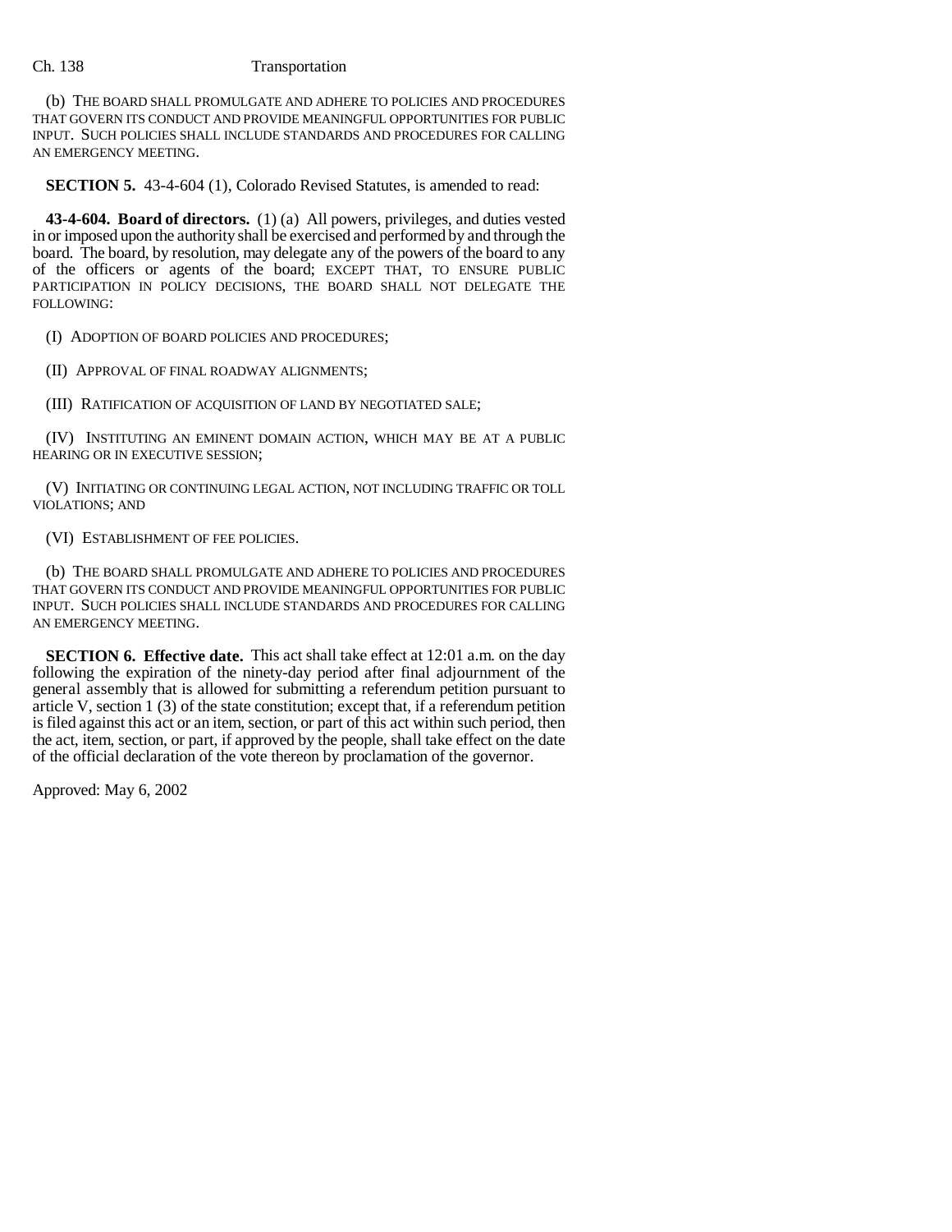(b) THE BOARD SHALL PROMULGATE AND ADHERE TO POLICIES AND PROCEDURES THAT GOVERN ITS CONDUCT AND PROVIDE MEANINGFUL OPPORTUNITIES FOR PUBLIC INPUT. SUCH POLICIES SHALL INCLUDE STANDARDS AND PROCEDURES FOR CALLING AN EMERGENCY MEETING.

**SECTION 5.** 43-4-604 (1), Colorado Revised Statutes, is amended to read:

**43-4-604. Board of directors.** (1) (a) All powers, privileges, and duties vested in or imposed upon the authority shall be exercised and performed by and through the board. The board, by resolution, may delegate any of the powers of the board to any of the officers or agents of the board; EXCEPT THAT, TO ENSURE PUBLIC PARTICIPATION IN POLICY DECISIONS, THE BOARD SHALL NOT DELEGATE THE FOLLOWING:

(I) ADOPTION OF BOARD POLICIES AND PROCEDURES;

(II) APPROVAL OF FINAL ROADWAY ALIGNMENTS;

(III) RATIFICATION OF ACQUISITION OF LAND BY NEGOTIATED SALE;

(IV) INSTITUTING AN EMINENT DOMAIN ACTION, WHICH MAY BE AT A PUBLIC HEARING OR IN EXECUTIVE SESSION;

(V) INITIATING OR CONTINUING LEGAL ACTION, NOT INCLUDING TRAFFIC OR TOLL VIOLATIONS; AND

(VI) ESTABLISHMENT OF FEE POLICIES.

(b) THE BOARD SHALL PROMULGATE AND ADHERE TO POLICIES AND PROCEDURES THAT GOVERN ITS CONDUCT AND PROVIDE MEANINGFUL OPPORTUNITIES FOR PUBLIC INPUT. SUCH POLICIES SHALL INCLUDE STANDARDS AND PROCEDURES FOR CALLING AN EMERGENCY MEETING.

**SECTION 6. Effective date.** This act shall take effect at 12:01 a.m. on the day following the expiration of the ninety-day period after final adjournment of the general assembly that is allowed for submitting a referendum petition pursuant to article V, section 1 (3) of the state constitution; except that, if a referendum petition is filed against this act or an item, section, or part of this act within such period, then the act, item, section, or part, if approved by the people, shall take effect on the date of the official declaration of the vote thereon by proclamation of the governor.

Approved: May 6, 2002